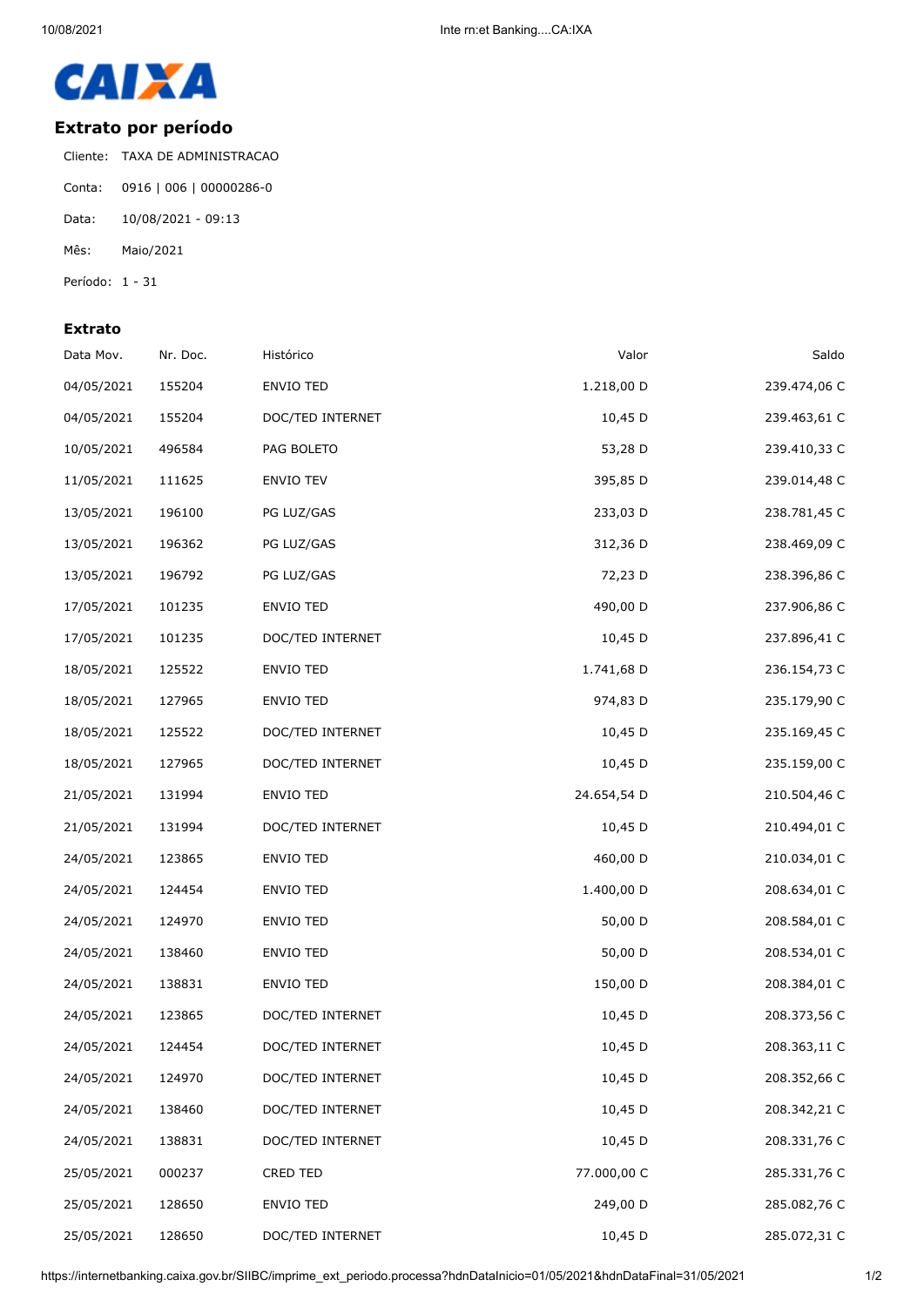# CAIXA

## Extrato por período

Cliente: TAXA DE ADMINISTRACAO

Conta: 0916 | 006 | 00000286-0

Data: 10/08/2021 - 09:13

Mês: Maio/2021

Período: 1 - 31

### Extrato

| Data Mov. | Nr. Doc. | Histórico | Valor | Saldo |
|---|---|---|---|---|
| 04/05/2021 | 155204 | ENVIO TED | 1.218,00 D | 239.474,06 C |
| 04/05/2021 | 155204 | DOC/TED INTERNET | 10,45 D | 239.463,61 C |
| 10/05/2021 | 496584 | PAG BOLETO | 53,28 D | 239.410,33 C |
| 11/05/2021 | 111625 | ENVIO TEV | 395,85 D | 239.014,48 C |
| 13/05/2021 | 196100 | PG LUZ/GAS | 233,03 D | 238.781,45 C |
| 13/05/2021 | 196362 | PG LUZ/GAS | 312,36 D | 238.469,09 C |
| 13/05/2021 | 196792 | PG LUZ/GAS | 72,23 D | 238.396,86 C |
| 17/05/2021 | 101235 | ENVIO TED | 490,00 D | 237.906,86 C |
| 17/05/2021 | 101235 | DOC/TED INTERNET | 10,45 D | 237.896,41 C |
| 18/05/2021 | 125522 | ENVIO TED | 1.741,68 D | 236.154,73 C |
| 18/05/2021 | 127965 | ENVIO TED | 974,83 D | 235.179,90 C |
| 18/05/2021 | 125522 | DOC/TED INTERNET | 10,45 D | 235.169,45 C |
| 18/05/2021 | 127965 | DOC/TED INTERNET | 10,45 D | 235.159,00 C |
| 21/05/2021 | 131994 | ENVIO TED | 24.654,54 D | 210.504,46 C |
| 21/05/2021 | 131994 | DOC/TED INTERNET | 10,45 D | 210.494,01 C |
| 24/05/2021 | 123865 | ENVIO TED | 460,00 D | 210.034,01 C |
| 24/05/2021 | 124454 | ENVIO TED | 1.400,00 D | 208.634,01 C |
| 24/05/2021 | 124970 | ENVIO TED | 50,00 D | 208.584,01 C |
| 24/05/2021 | 138460 | ENVIO TED | 50,00 D | 208.534,01 C |
| 24/05/2021 | 138831 | ENVIO TED | 150,00 D | 208.384,01 C |
| 24/05/2021 | 123865 | DOC/TED INTERNET | 10,45 D | 208.373,56 C |
| 24/05/2021 | 124454 | DOC/TED INTERNET | 10,45 D | 208.363,11 C |
| 24/05/2021 | 124970 | DOC/TED INTERNET | 10,45 D | 208.352,66 C |
| 24/05/2021 | 138460 | DOC/TED INTERNET | 10,45 D | 208.342,21 C |
| 24/05/2021 | 138831 | DOC/TED INTERNET | 10,45 D | 208.331,76 C |
| 25/05/2021 | 000237 | CRED TED | 77.000,00 C | 285.331,76 C |
| 25/05/2021 | 128650 | ENVIO TED | 249,00 D | 285.082,76 C |
| 25/05/2021 | 128650 | DOC/TED INTERNET | 10,45 D | 285.072,31 C |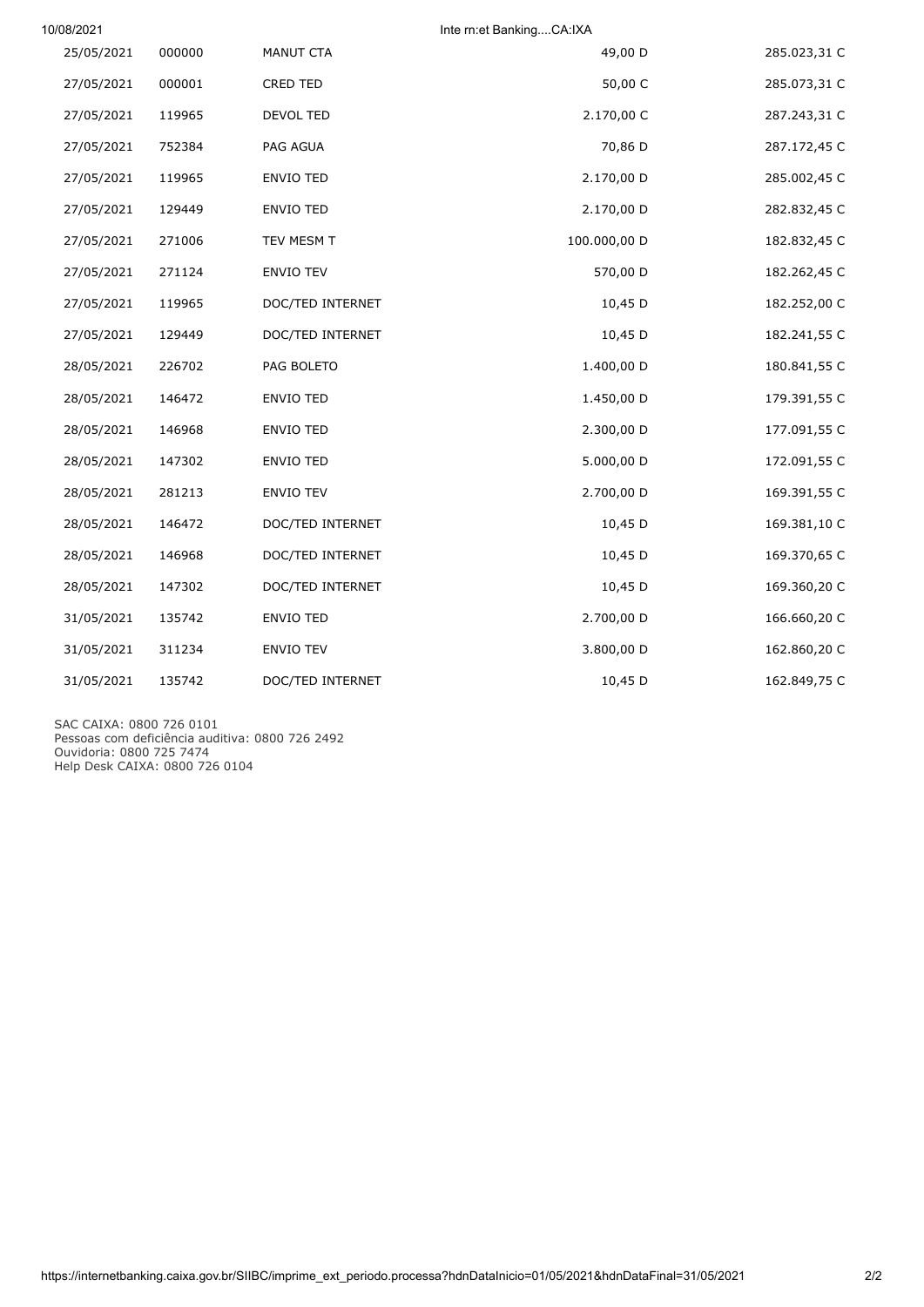| | | | | |
|---|---|---|---|---|
| 25/05/2021 | 000000 | MANUT CTA | 49,00 D | 285.023,31 C |
| 27/05/2021 | 000001 | CRED TED | 50,00 C | 285.073,31 C |
| 27/05/2021 | 119965 | DEVOL TED | 2.170,00 C | 287.243,31 C |
| 27/05/2021 | 752384 | PAG AGUA | 70,86 D | 287.172,45 C |
| 27/05/2021 | 119965 | ENVIO TED | 2.170,00 D | 285.002,45 C |
| 27/05/2021 | 129449 | ENVIO TED | 2.170,00 D | 282.832,45 C |
| 27/05/2021 | 271006 | TEV MESM T | 100.000,00 D | 182.832,45 C |
| 27/05/2021 | 271124 | ENVIO TEV | 570,00 D | 182.262,45 C |
| 27/05/2021 | 119965 | DOC/TED INTERNET | 10,45 D | 182.252,00 C |
| 27/05/2021 | 129449 | DOC/TED INTERNET | 10,45 D | 182.241,55 C |
| 28/05/2021 | 226702 | PAG BOLETO | 1.400,00 D | 180.841,55 C |
| 28/05/2021 | 146472 | ENVIO TED | 1.450,00 D | 179.391,55 C |
| 28/05/2021 | 146968 | ENVIO TED | 2.300,00 D | 177.091,55 C |
| 28/05/2021 | 147302 | ENVIO TED | 5.000,00 D | 172.091,55 C |
| 28/05/2021 | 281213 | ENVIO TEV | 2.700,00 D | 169.391,55 C |
| 28/05/2021 | 146472 | DOC/TED INTERNET | 10,45 D | 169.381,10 C |
| 28/05/2021 | 146968 | DOC/TED INTERNET | 10,45 D | 169.370,65 C |
| 28/05/2021 | 147302 | DOC/TED INTERNET | 10,45 D | 169.360,20 C |
| 31/05/2021 | 135742 | ENVIO TED | 2.700,00 D | 166.660,20 C |
| 31/05/2021 | 311234 | ENVIO TEV | 3.800,00 D | 162.860,20 C |
| 31/05/2021 | 135742 | DOC/TED INTERNET | 10,45 D | 162.849,75 C |

SAC CAIXA: 0800 726 0101
Pessoas com deficiência auditiva: 0800 726 2492
Ouvidoria: 0800 725 7474
Help Desk CAIXA: 0800 726 0104